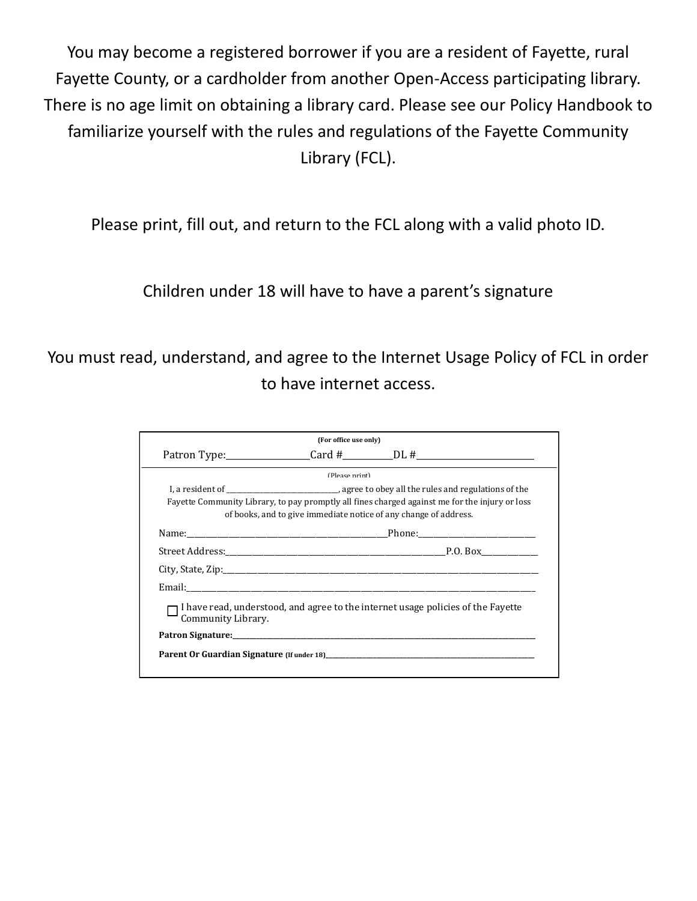You may become a registered borrower if you are a resident of Fayette, rural Fayette County, or a cardholder from another Open-Access participating library. There is no age limit on obtaining a library card. Please see our Policy Handbook to familiarize yourself with the rules and regulations of the Fayette Community Library (FCL).

Please print, fill out, and return to the FCL along with a valid photo ID.

Children under 18 will have to have a parent's signature

You must read, understand, and agree to the Internet Usage Policy of FCL in order to have internet access.

---

**(For office use only)**

Patron Type:__________________Card #___________DL #__________________________

---

(Please print)

I, a resident of ______________________________, agree to obey all the rules and regulations of the Fayette Community Library, to pay promptly all fines charged against me for the injury or loss of books, and to give immediate notice of any change of address.

Name:_______________________________________________Phone:_____________________________

Street Address:________________________________________________________P.O. Box_____________

City, State, Zip:_________________________________________________________________________________

Email:_________________________________________________________________________________________

☐ I have read, understood, and agree to the internet usage policies of the Fayette Community Library.

**Patron Signature:**_____________________________________________________________________________

**Parent Or Guardian Signature** **(If under 18)**___________________________________________________________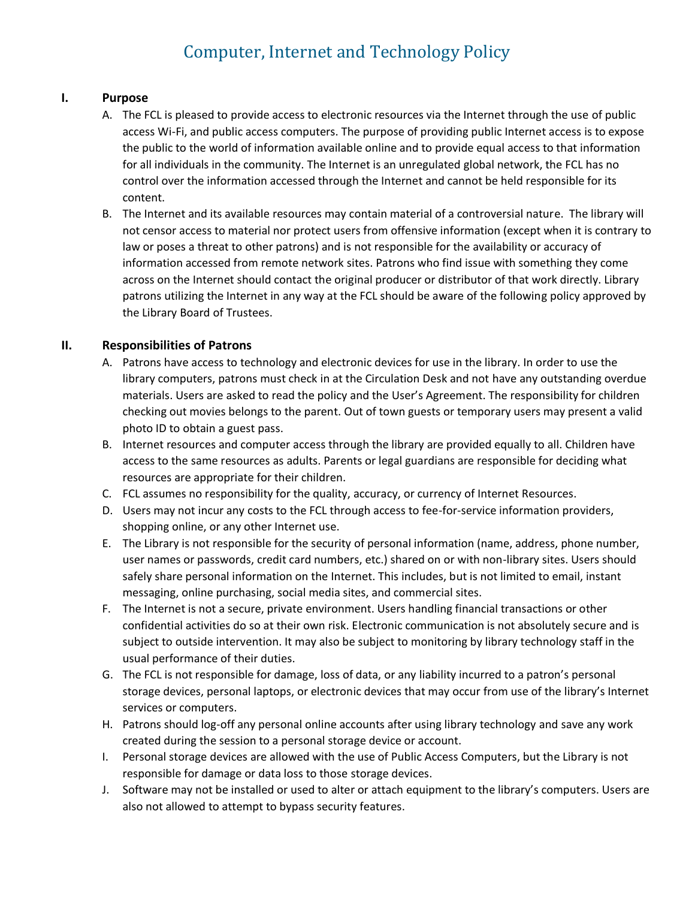# Computer, Internet and Technology Policy

## I. Purpose

A. The FCL is pleased to provide access to electronic resources via the Internet through the use of public access Wi-Fi, and public access computers. The purpose of providing public Internet access is to expose the public to the world of information available online and to provide equal access to that information for all individuals in the community. The Internet is an unregulated global network, the FCL has no control over the information accessed through the Internet and cannot be held responsible for its content.

B. The Internet and its available resources may contain material of a controversial nature. The library will not censor access to material nor protect users from offensive information (except when it is contrary to law or poses a threat to other patrons) and is not responsible for the availability or accuracy of information accessed from remote network sites. Patrons who find issue with something they come across on the Internet should contact the original producer or distributor of that work directly. Library patrons utilizing the Internet in any way at the FCL should be aware of the following policy approved by the Library Board of Trustees.

## II. Responsibilities of Patrons

A. Patrons have access to technology and electronic devices for use in the library. In order to use the library computers, patrons must check in at the Circulation Desk and not have any outstanding overdue materials. Users are asked to read the policy and the User's Agreement. The responsibility for children checking out movies belongs to the parent. Out of town guests or temporary users may present a valid photo ID to obtain a guest pass.

B. Internet resources and computer access through the library are provided equally to all. Children have access to the same resources as adults. Parents or legal guardians are responsible for deciding what resources are appropriate for their children.

C. FCL assumes no responsibility for the quality, accuracy, or currency of Internet Resources.

D. Users may not incur any costs to the FCL through access to fee-for-service information providers, shopping online, or any other Internet use.

E. The Library is not responsible for the security of personal information (name, address, phone number, user names or passwords, credit card numbers, etc.) shared on or with non-library sites. Users should safely share personal information on the Internet. This includes, but is not limited to email, instant messaging, online purchasing, social media sites, and commercial sites.

F. The Internet is not a secure, private environment. Users handling financial transactions or other confidential activities do so at their own risk. Electronic communication is not absolutely secure and is subject to outside intervention. It may also be subject to monitoring by library technology staff in the usual performance of their duties.

G. The FCL is not responsible for damage, loss of data, or any liability incurred to a patron's personal storage devices, personal laptops, or electronic devices that may occur from use of the library's Internet services or computers.

H. Patrons should log-off any personal online accounts after using library technology and save any work created during the session to a personal storage device or account.

I. Personal storage devices are allowed with the use of Public Access Computers, but the Library is not responsible for damage or data loss to those storage devices.

J. Software may not be installed or used to alter or attach equipment to the library's computers. Users are also not allowed to attempt to bypass security features.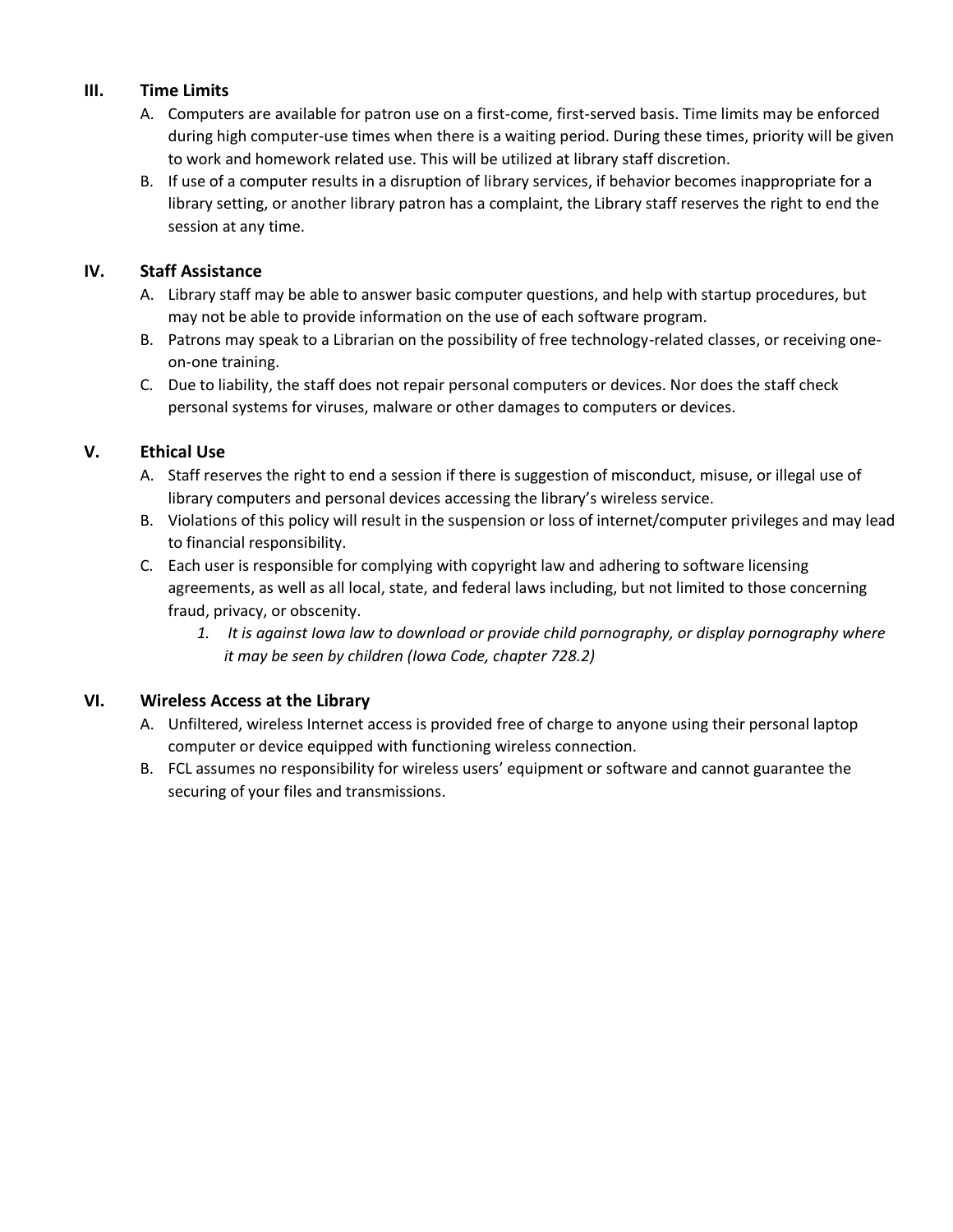## III. Time Limits

A. Computers are available for patron use on a first-come, first-served basis. Time limits may be enforced during high computer-use times when there is a waiting period. During these times, priority will be given to work and homework related use. This will be utilized at library staff discretion.

B. If use of a computer results in a disruption of library services, if behavior becomes inappropriate for a library setting, or another library patron has a complaint, the Library staff reserves the right to end the session at any time.

## IV. Staff Assistance

A. Library staff may be able to answer basic computer questions, and help with startup procedures, but may not be able to provide information on the use of each software program.

B. Patrons may speak to a Librarian on the possibility of free technology-related classes, or receiving one-on-one training.

C. Due to liability, the staff does not repair personal computers or devices. Nor does the staff check personal systems for viruses, malware or other damages to computers or devices.

## V. Ethical Use

A. Staff reserves the right to end a session if there is suggestion of misconduct, misuse, or illegal use of library computers and personal devices accessing the library's wireless service.

B. Violations of this policy will result in the suspension or loss of internet/computer privileges and may lead to financial responsibility.

C. Each user is responsible for complying with copyright law and adhering to software licensing agreements, as well as all local, state, and federal laws including, but not limited to those concerning fraud, privacy, or obscenity.

   1. *It is against Iowa law to download or provide child pornography, or display pornography where it may be seen by children (Iowa Code, chapter 728.2)*

## VI. Wireless Access at the Library

A. Unfiltered, wireless Internet access is provided free of charge to anyone using their personal laptop computer or device equipped with functioning wireless connection.

B. FCL assumes no responsibility for wireless users' equipment or software and cannot guarantee the securing of your files and transmissions.